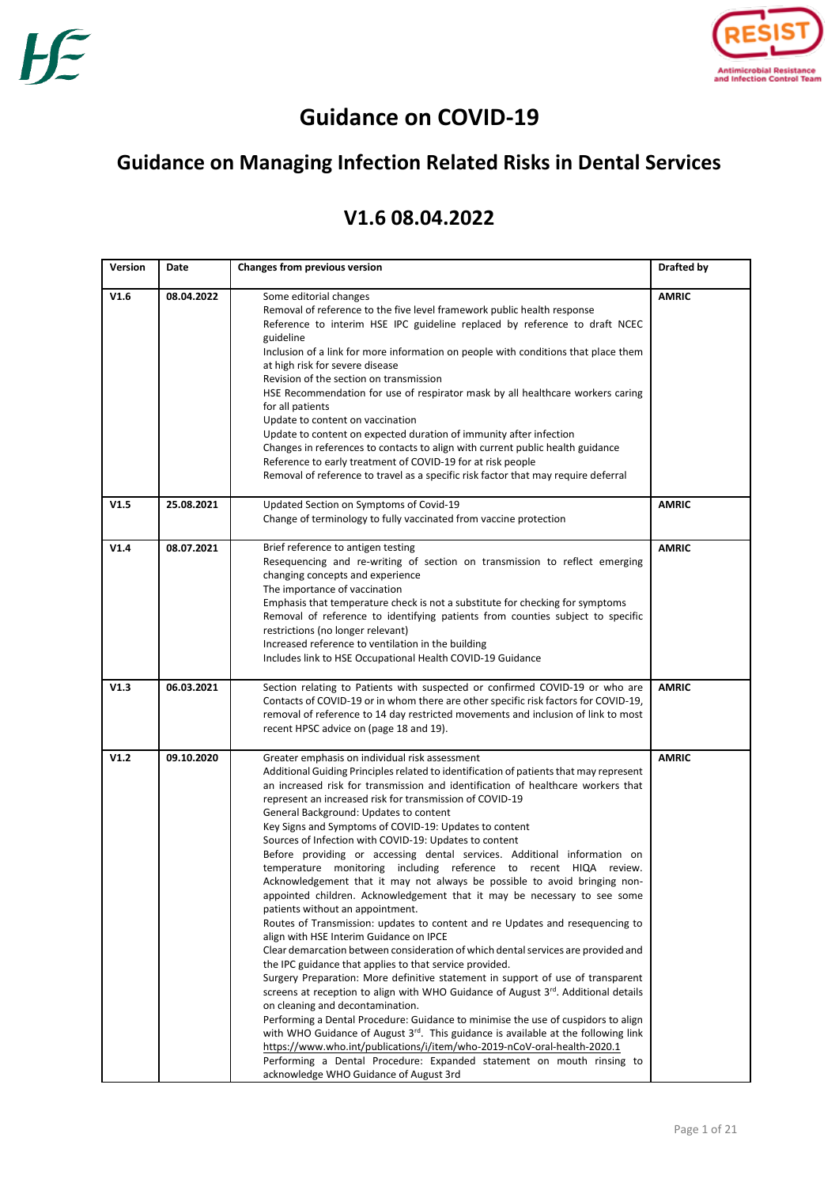# Guidance on COVID-19

## Guidance on Managing Infection Related Risks in Dental Services

## V1.6 08.04.2022

| Version | Date | Changes from previous version | Drafted by |
|---|---|---|---|
| V1.6 | 08.04.2022 | Some editorial changes<br>Removal of reference to the five level framework public health response<br>Reference to interim HSE IPC guideline replaced by reference to draft NCEC guideline<br>Inclusion of a link for more information on people with conditions that place them at high risk for severe disease<br>Revision of the section on transmission<br>HSE Recommendation for use of respirator mask by all healthcare workers caring for all patients<br>Update to content on vaccination<br>Update to content on expected duration of immunity after infection<br>Changes in references to contacts to align with current public health guidance<br>Reference to early treatment of COVID-19 for at risk people<br>Removal of reference to travel as a specific risk factor that may require deferral | AMRIC |
| V1.5 | 25.08.2021 | Updated Section on Symptoms of Covid-19<br>Change of terminology to fully vaccinated from vaccine protection | AMRIC |
| V1.4 | 08.07.2021 | Brief reference to antigen testing<br>Resequencing and re-writing of section on transmission to reflect emerging changing concepts and experience<br>The importance of vaccination<br>Emphasis that temperature check is not a substitute for checking for symptoms<br>Removal of reference to identifying patients from counties subject to specific restrictions (no longer relevant)<br>Increased reference to ventilation in the building<br>Includes link to HSE Occupational Health COVID-19 Guidance | AMRIC |
| V1.3 | 06.03.2021 | Section relating to Patients with suspected or confirmed COVID-19 or who are Contacts of COVID-19 or in whom there are other specific risk factors for COVID-19, removal of reference to 14 day restricted movements and inclusion of link to most recent HPSC advice on (page 18 and 19). | AMRIC |
| V1.2 | 09.10.2020 | Greater emphasis on individual risk assessment<br>Additional Guiding Principles related to identification of patients that may represent an increased risk for transmission and identification of healthcare workers that represent an increased risk for transmission of COVID-19<br>General Background: Updates to content<br>Key Signs and Symptoms of COVID-19: Updates to content<br>Sources of Infection with COVID-19: Updates to content<br>Before providing or accessing dental services. Additional information on temperature monitoring including reference to recent HIQA review. Acknowledgement that it may not always be possible to avoid bringing non-appointed children. Acknowledgement that it may be necessary to see some patients without an appointment.<br>Routes of Transmission: updates to content and re Updates and resequencing to align with HSE Interim Guidance on IPCE<br>Clear demarcation between consideration of which dental services are provided and the IPC guidance that applies to that service provided.<br>Surgery Preparation: More definitive statement in support of use of transparent screens at reception to align with WHO Guidance of August 3rd. Additional details on cleaning and decontamination.<br>Performing a Dental Procedure: Guidance to minimise the use of cuspidors to align with WHO Guidance of August 3rd. This guidance is available at the following link https://www.who.int/publications/i/item/who-2019-nCoV-oral-health-2020.1<br>Performing a Dental Procedure: Expanded statement on mouth rinsing to acknowledge WHO Guidance of August 3rd | AMRIC |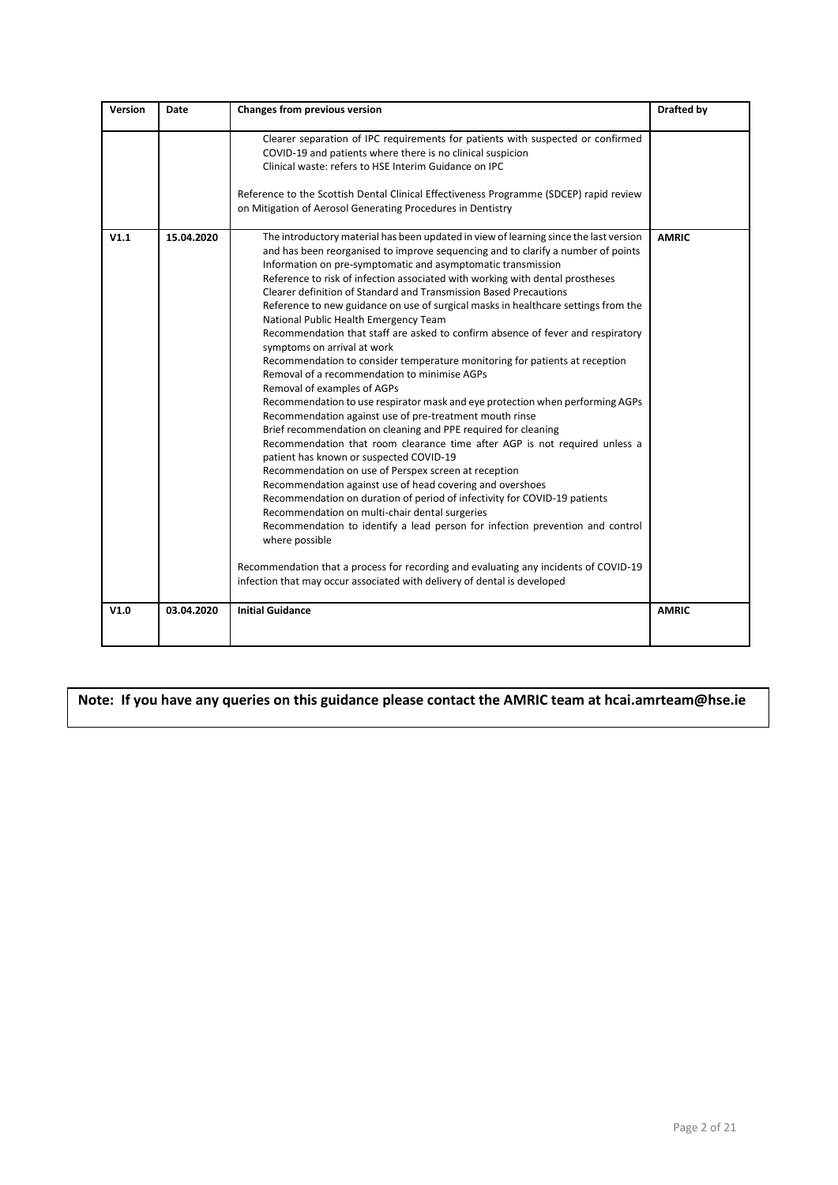| Version | Date | Changes from previous version | Drafted by |
|---|---|---|---|
| | | Clearer separation of IPC requirements for patients with suspected or confirmed COVID-19 and patients where there is no clinical suspicion<br>Clinical waste: refers to HSE Interim Guidance on IPC<br><br>Reference to the Scottish Dental Clinical Effectiveness Programme (SDCEP) rapid review on Mitigation of Aerosol Generating Procedures in Dentistry | |
| **V1.1** | **15.04.2020** | The introductory material has been updated in view of learning since the last version and has been reorganised to improve sequencing and to clarify a number of points<br>Information on pre-symptomatic and asymptomatic transmission<br>Reference to risk of infection associated with working with dental prostheses<br>Clearer definition of Standard and Transmission Based Precautions<br>Reference to new guidance on use of surgical masks in healthcare settings from the National Public Health Emergency Team<br>Recommendation that staff are asked to confirm absence of fever and respiratory symptoms on arrival at work<br>Recommendation to consider temperature monitoring for patients at reception<br>Removal of a recommendation to minimise AGPs<br>Removal of examples of AGPs<br>Recommendation to use respirator mask and eye protection when performing AGPs<br>Recommendation against use of pre-treatment mouth rinse<br>Brief recommendation on cleaning and PPE required for cleaning<br>Recommendation that room clearance time after AGP is not required unless a patient has known or suspected COVID-19<br>Recommendation on use of Perspex screen at reception<br>Recommendation against use of head covering and overshoes<br>Recommendation on duration of period of infectivity for COVID-19 patients<br>Recommendation on multi-chair dental surgeries<br>Recommendation to identify a lead person for infection prevention and control where possible<br><br>Recommendation that a process for recording and evaluating any incidents of COVID-19 infection that may occur associated with delivery of dental is developed | **AMRIC** |
| **V1.0** | **03.04.2020** | **Initial Guidance** | **AMRIC** |

**Note: If you have any queries on this guidance please contact the AMRIC team at hcai.amrteam@hse.ie**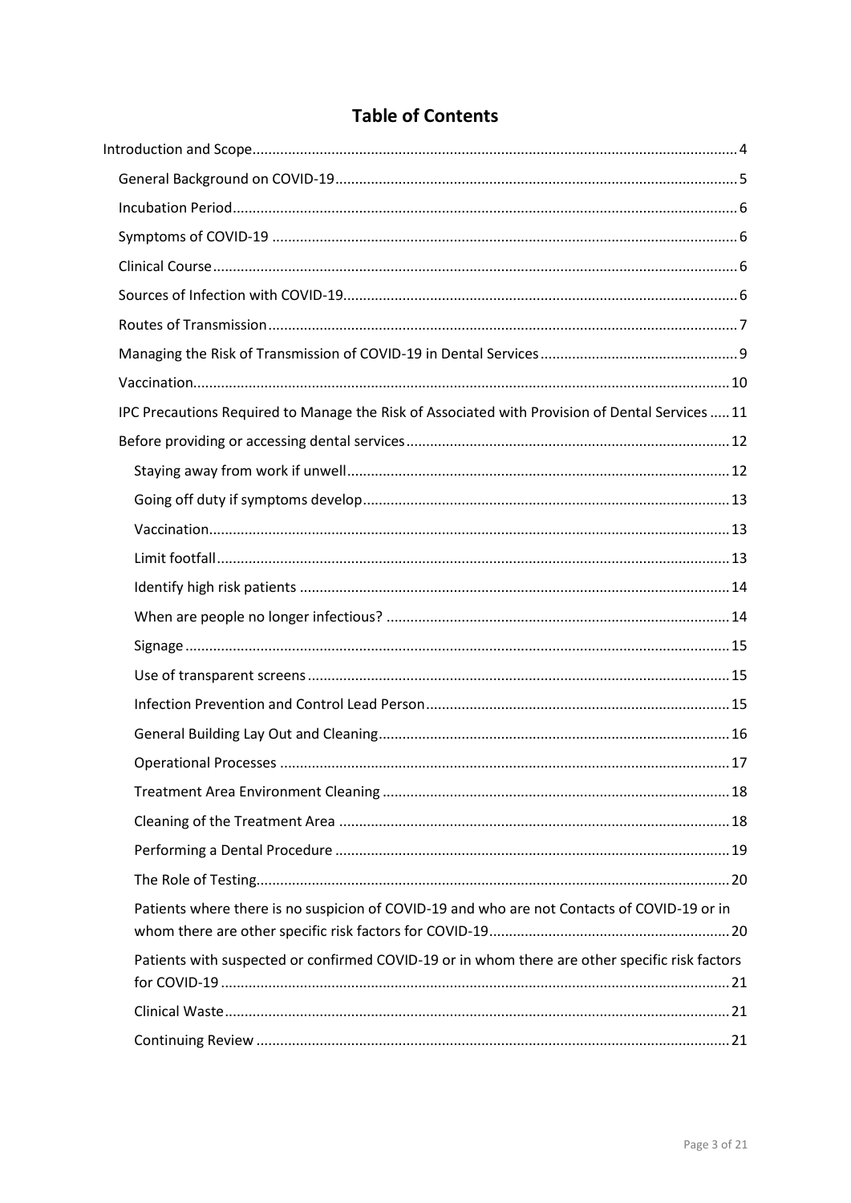# Table of Contents

- Introduction and Scope ..... 4
  - General Background on COVID-19 ..... 5
  - Incubation Period ..... 6
  - Symptoms of COVID-19 ..... 6
  - Clinical Course ..... 6
  - Sources of Infection with COVID-19 ..... 6
  - Routes of Transmission ..... 7
  - Managing the Risk of Transmission of COVID-19 in Dental Services ..... 9
  - Vaccination ..... 10
  - IPC Precautions Required to Manage the Risk of Associated with Provision of Dental Services ..... 11
  - Before providing or accessing dental services ..... 12
    - Staying away from work if unwell ..... 12
    - Going off duty if symptoms develop ..... 13
    - Vaccination ..... 13
    - Limit footfall ..... 13
    - Identify high risk patients ..... 14
    - When are people no longer infectious? ..... 14
    - Signage ..... 15
    - Use of transparent screens ..... 15
    - Infection Prevention and Control Lead Person ..... 15
    - General Building Lay Out and Cleaning ..... 16
    - Operational Processes ..... 17
    - Treatment Area Environment Cleaning ..... 18
    - Cleaning of the Treatment Area ..... 18
    - Performing a Dental Procedure ..... 19
    - The Role of Testing ..... 20
    - Patients where there is no suspicion of COVID-19 and who are not Contacts of COVID-19 or in whom there are other specific risk factors for COVID-19 ..... 20
    - Patients with suspected or confirmed COVID-19 or in whom there are other specific risk factors for COVID-19 ..... 21
    - Clinical Waste ..... 21
    - Continuing Review ..... 21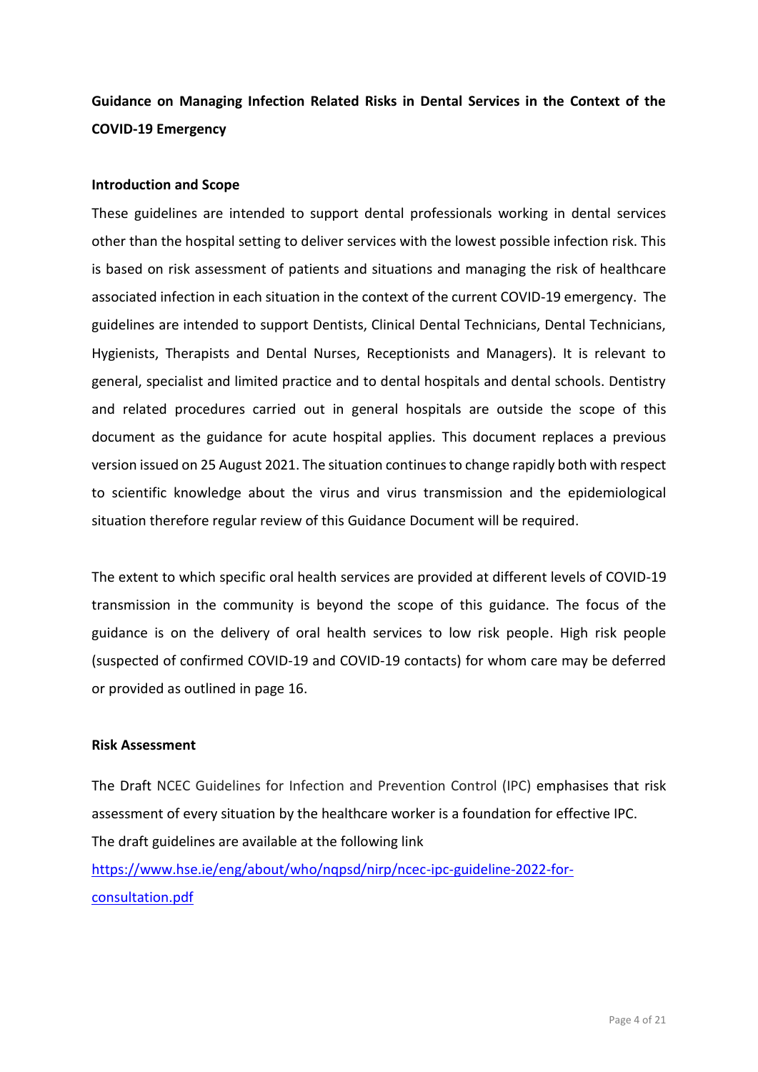**Guidance on Managing Infection Related Risks in Dental Services in the Context of the COVID-19 Emergency**

**Introduction and Scope**

These guidelines are intended to support dental professionals working in dental services other than the hospital setting to deliver services with the lowest possible infection risk. This is based on risk assessment of patients and situations and managing the risk of healthcare associated infection in each situation in the context of the current COVID-19 emergency. The guidelines are intended to support Dentists, Clinical Dental Technicians, Dental Technicians, Hygienists, Therapists and Dental Nurses, Receptionists and Managers). It is relevant to general, specialist and limited practice and to dental hospitals and dental schools. Dentistry and related procedures carried out in general hospitals are outside the scope of this document as the guidance for acute hospital applies. This document replaces a previous version issued on 25 August 2021. The situation continues to change rapidly both with respect to scientific knowledge about the virus and virus transmission and the epidemiological situation therefore regular review of this Guidance Document will be required.

The extent to which specific oral health services are provided at different levels of COVID-19 transmission in the community is beyond the scope of this guidance. The focus of the guidance is on the delivery of oral health services to low risk people. High risk people (suspected of confirmed COVID-19 and COVID-19 contacts) for whom care may be deferred or provided as outlined in page 16.

**Risk Assessment**

The Draft NCEC Guidelines for Infection and Prevention Control (IPC) emphasises that risk assessment of every situation by the healthcare worker is a foundation for effective IPC. The draft guidelines are available at the following link
[https://www.hse.ie/eng/about/who/nqpsd/nirp/ncec-ipc-guideline-2022-for-consultation.pdf](https://www.hse.ie/eng/about/who/nqpsd/nirp/ncec-ipc-guideline-2022-for-consultation.pdf)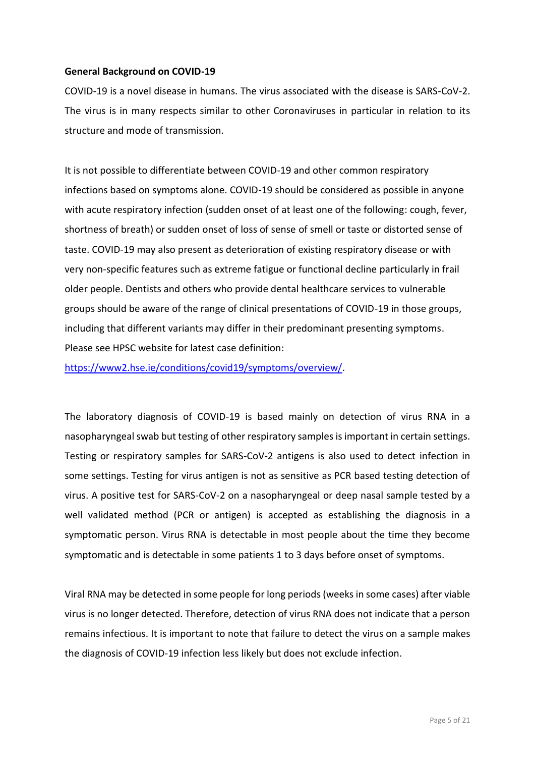**General Background on COVID-19**

COVID-19 is a novel disease in humans. The virus associated with the disease is SARS-CoV-2. The virus is in many respects similar to other Coronaviruses in particular in relation to its structure and mode of transmission.

It is not possible to differentiate between COVID-19 and other common respiratory infections based on symptoms alone. COVID-19 should be considered as possible in anyone with acute respiratory infection (sudden onset of at least one of the following: cough, fever, shortness of breath) or sudden onset of loss of sense of smell or taste or distorted sense of taste. COVID-19 may also present as deterioration of existing respiratory disease or with very non-specific features such as extreme fatigue or functional decline particularly in frail older people. Dentists and others who provide dental healthcare services to vulnerable groups should be aware of the range of clinical presentations of COVID-19 in those groups, including that different variants may differ in their predominant presenting symptoms. Please see HPSC website for latest case definition: [https://www2.hse.ie/conditions/covid19/symptoms/overview/](https://www2.hse.ie/conditions/covid19/symptoms/overview/).

The laboratory diagnosis of COVID-19 is based mainly on detection of virus RNA in a nasopharyngeal swab but testing of other respiratory samples is important in certain settings. Testing or respiratory samples for SARS-CoV-2 antigens is also used to detect infection in some settings. Testing for virus antigen is not as sensitive as PCR based testing detection of virus. A positive test for SARS-CoV-2 on a nasopharyngeal or deep nasal sample tested by a well validated method (PCR or antigen) is accepted as establishing the diagnosis in a symptomatic person. Virus RNA is detectable in most people about the time they become symptomatic and is detectable in some patients 1 to 3 days before onset of symptoms.

Viral RNA may be detected in some people for long periods (weeks in some cases) after viable virus is no longer detected. Therefore, detection of virus RNA does not indicate that a person remains infectious. It is important to note that failure to detect the virus on a sample makes the diagnosis of COVID-19 infection less likely but does not exclude infection.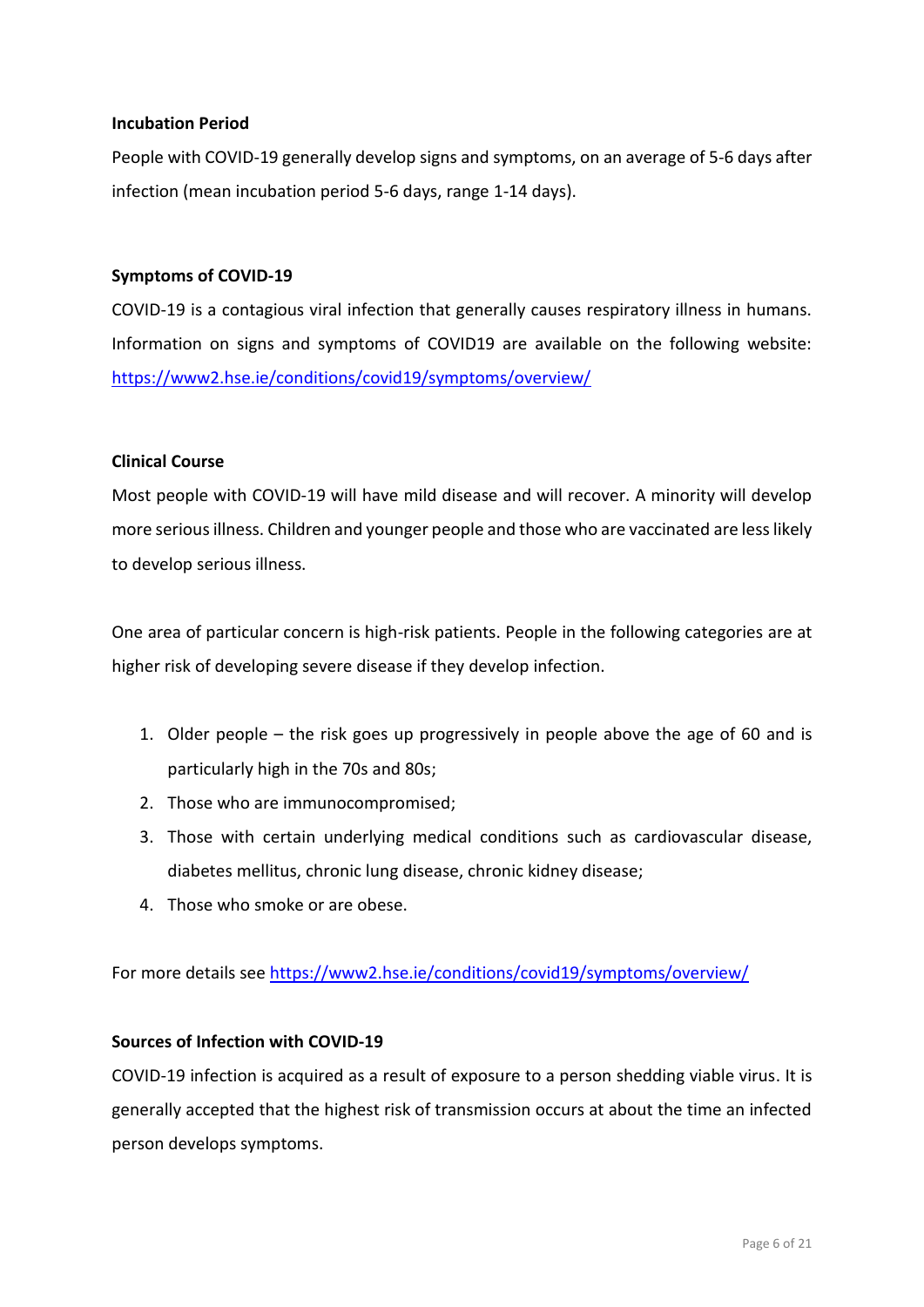**Incubation Period**

People with COVID-19 generally develop signs and symptoms, on an average of 5-6 days after infection (mean incubation period 5-6 days, range 1-14 days).

**Symptoms of COVID-19**

COVID-19 is a contagious viral infection that generally causes respiratory illness in humans. Information on signs and symptoms of COVID19 are available on the following website: https://www2.hse.ie/conditions/covid19/symptoms/overview/

**Clinical Course**

Most people with COVID-19 will have mild disease and will recover. A minority will develop more serious illness. Children and younger people and those who are vaccinated are less likely to develop serious illness.

One area of particular concern is high-risk patients. People in the following categories are at higher risk of developing severe disease if they develop infection.

1. Older people – the risk goes up progressively in people above the age of 60 and is particularly high in the 70s and 80s;
2. Those who are immunocompromised;
3. Those with certain underlying medical conditions such as cardiovascular disease, diabetes mellitus, chronic lung disease, chronic kidney disease;
4. Those who smoke or are obese.

For more details see https://www2.hse.ie/conditions/covid19/symptoms/overview/

**Sources of Infection with COVID-19**

COVID-19 infection is acquired as a result of exposure to a person shedding viable virus. It is generally accepted that the highest risk of transmission occurs at about the time an infected person develops symptoms.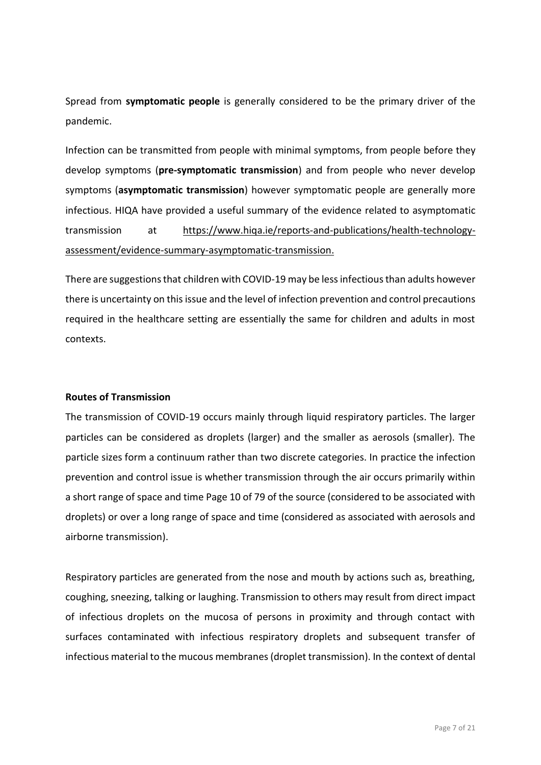Spread from **symptomatic people** is generally considered to be the primary driver of the pandemic.

Infection can be transmitted from people with minimal symptoms, from people before they develop symptoms (**pre-symptomatic transmission**) and from people who never develop symptoms (**asymptomatic transmission**) however symptomatic people are generally more infectious. HIQA have provided a useful summary of the evidence related to asymptomatic transmission at https://www.hiqa.ie/reports-and-publications/health-technology-assessment/evidence-summary-asymptomatic-transmission.

There are suggestions that children with COVID-19 may be less infectious than adults however there is uncertainty on this issue and the level of infection prevention and control precautions required in the healthcare setting are essentially the same for children and adults in most contexts.

**Routes of Transmission**

The transmission of COVID-19 occurs mainly through liquid respiratory particles. The larger particles can be considered as droplets (larger) and the smaller as aerosols (smaller). The particle sizes form a continuum rather than two discrete categories. In practice the infection prevention and control issue is whether transmission through the air occurs primarily within a short range of space and time Page 10 of 79 of the source (considered to be associated with droplets) or over a long range of space and time (considered as associated with aerosols and airborne transmission).

Respiratory particles are generated from the nose and mouth by actions such as, breathing, coughing, sneezing, talking or laughing. Transmission to others may result from direct impact of infectious droplets on the mucosa of persons in proximity and through contact with surfaces contaminated with infectious respiratory droplets and subsequent transfer of infectious material to the mucous membranes (droplet transmission). In the context of dental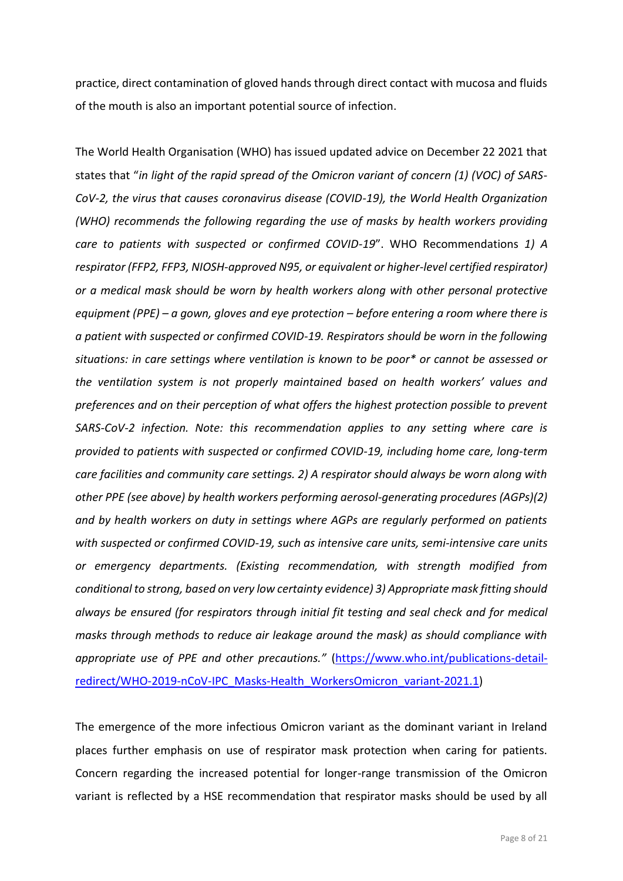practice, direct contamination of gloved hands through direct contact with mucosa and fluids of the mouth is also an important potential source of infection.

The World Health Organisation (WHO) has issued updated advice on December 22 2021 that states that "*in light of the rapid spread of the Omicron variant of concern (1) (VOC) of SARS-CoV-2, the virus that causes coronavirus disease (COVID-19), the World Health Organization (WHO) recommends the following regarding the use of masks by health workers providing care to patients with suspected or confirmed COVID-19*". WHO Recommendations *1) A respirator (FFP2, FFP3, NIOSH-approved N95, or equivalent or higher-level certified respirator) or a medical mask should be worn by health workers along with other personal protective equipment (PPE) – a gown, gloves and eye protection – before entering a room where there is a patient with suspected or confirmed COVID-19. Respirators should be worn in the following situations: in care settings where ventilation is known to be poor* or cannot be assessed or the ventilation system is not properly maintained based on health workers' values and preferences and on their perception of what offers the highest protection possible to prevent SARS-CoV-2 infection. Note: this recommendation applies to any setting where care is provided to patients with suspected or confirmed COVID-19, including home care, long-term care facilities and community care settings. 2) A respirator should always be worn along with other PPE (see above) by health workers performing aerosol-generating procedures (AGPs)(2) and by health workers on duty in settings where AGPs are regularly performed on patients with suspected or confirmed COVID-19, such as intensive care units, semi-intensive care units or emergency departments. (Existing recommendation, with strength modified from conditional to strong, based on very low certainty evidence) 3) Appropriate mask fitting should always be ensured (for respirators through initial fit testing and seal check and for medical masks through methods to reduce air leakage around the mask) as should compliance with appropriate use of PPE and other precautions."* ([https://www.who.int/publications-detail-redirect/WHO-2019-nCoV-IPC_Masks-Health_WorkersOmicron_variant-2021.1](https://www.who.int/publications-detail-redirect/WHO-2019-nCoV-IPC_Masks-Health_WorkersOmicron_variant-2021.1))

The emergence of the more infectious Omicron variant as the dominant variant in Ireland places further emphasis on use of respirator mask protection when caring for patients. Concern regarding the increased potential for longer-range transmission of the Omicron variant is reflected by a HSE recommendation that respirator masks should be used by all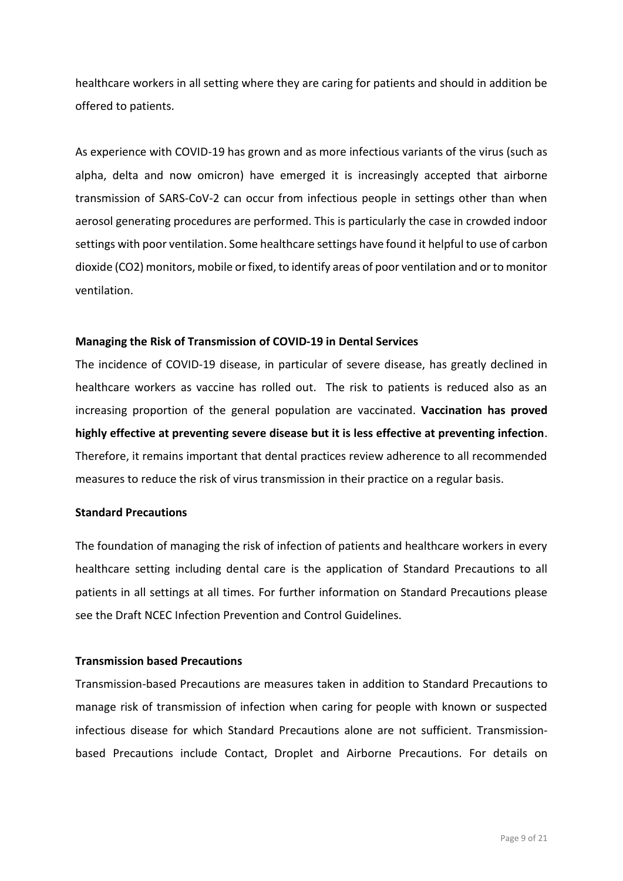healthcare workers in all setting where they are caring for patients and should in addition be offered to patients.

As experience with COVID-19 has grown and as more infectious variants of the virus (such as alpha, delta and now omicron) have emerged it is increasingly accepted that airborne transmission of SARS-CoV-2 can occur from infectious people in settings other than when aerosol generating procedures are performed. This is particularly the case in crowded indoor settings with poor ventilation. Some healthcare settings have found it helpful to use of carbon dioxide ($CO_2$) monitors, mobile or fixed, to identify areas of poor ventilation and or to monitor ventilation.

**Managing the Risk of Transmission of COVID-19 in Dental Services**

The incidence of COVID-19 disease, in particular of severe disease, has greatly declined in healthcare workers as vaccine has rolled out. The risk to patients is reduced also as an increasing proportion of the general population are vaccinated. **Vaccination has proved highly effective at preventing severe disease but it is less effective at preventing infection**. Therefore, it remains important that dental practices review adherence to all recommended measures to reduce the risk of virus transmission in their practice on a regular basis.

**Standard Precautions**

The foundation of managing the risk of infection of patients and healthcare workers in every healthcare setting including dental care is the application of Standard Precautions to all patients in all settings at all times. For further information on Standard Precautions please see the Draft NCEC Infection Prevention and Control Guidelines.

**Transmission based Precautions**

Transmission-based Precautions are measures taken in addition to Standard Precautions to manage risk of transmission of infection when caring for people with known or suspected infectious disease for which Standard Precautions alone are not sufficient. Transmission-based Precautions include Contact, Droplet and Airborne Precautions. For details on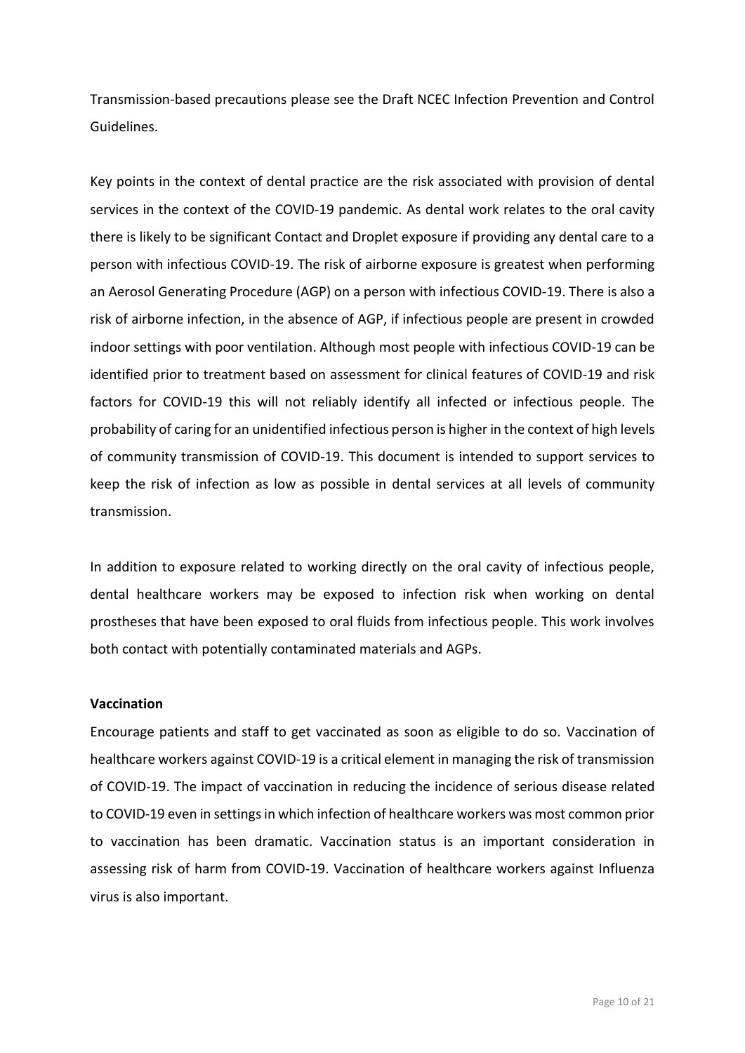Transmission-based precautions please see the Draft NCEC Infection Prevention and Control Guidelines.

Key points in the context of dental practice are the risk associated with provision of dental services in the context of the COVID-19 pandemic. As dental work relates to the oral cavity there is likely to be significant Contact and Droplet exposure if providing any dental care to a person with infectious COVID-19. The risk of airborne exposure is greatest when performing an Aerosol Generating Procedure (AGP) on a person with infectious COVID-19. There is also a risk of airborne infection, in the absence of AGP, if infectious people are present in crowded indoor settings with poor ventilation. Although most people with infectious COVID-19 can be identified prior to treatment based on assessment for clinical features of COVID-19 and risk factors for COVID-19 this will not reliably identify all infected or infectious people. The probability of caring for an unidentified infectious person is higher in the context of high levels of community transmission of COVID-19. This document is intended to support services to keep the risk of infection as low as possible in dental services at all levels of community transmission.

In addition to exposure related to working directly on the oral cavity of infectious people, dental healthcare workers may be exposed to infection risk when working on dental prostheses that have been exposed to oral fluids from infectious people. This work involves both contact with potentially contaminated materials and AGPs.

**Vaccination**

Encourage patients and staff to get vaccinated as soon as eligible to do so. Vaccination of healthcare workers against COVID-19 is a critical element in managing the risk of transmission of COVID-19. The impact of vaccination in reducing the incidence of serious disease related to COVID-19 even in settings in which infection of healthcare workers was most common prior to vaccination has been dramatic. Vaccination status is an important consideration in assessing risk of harm from COVID-19. Vaccination of healthcare workers against Influenza virus is also important.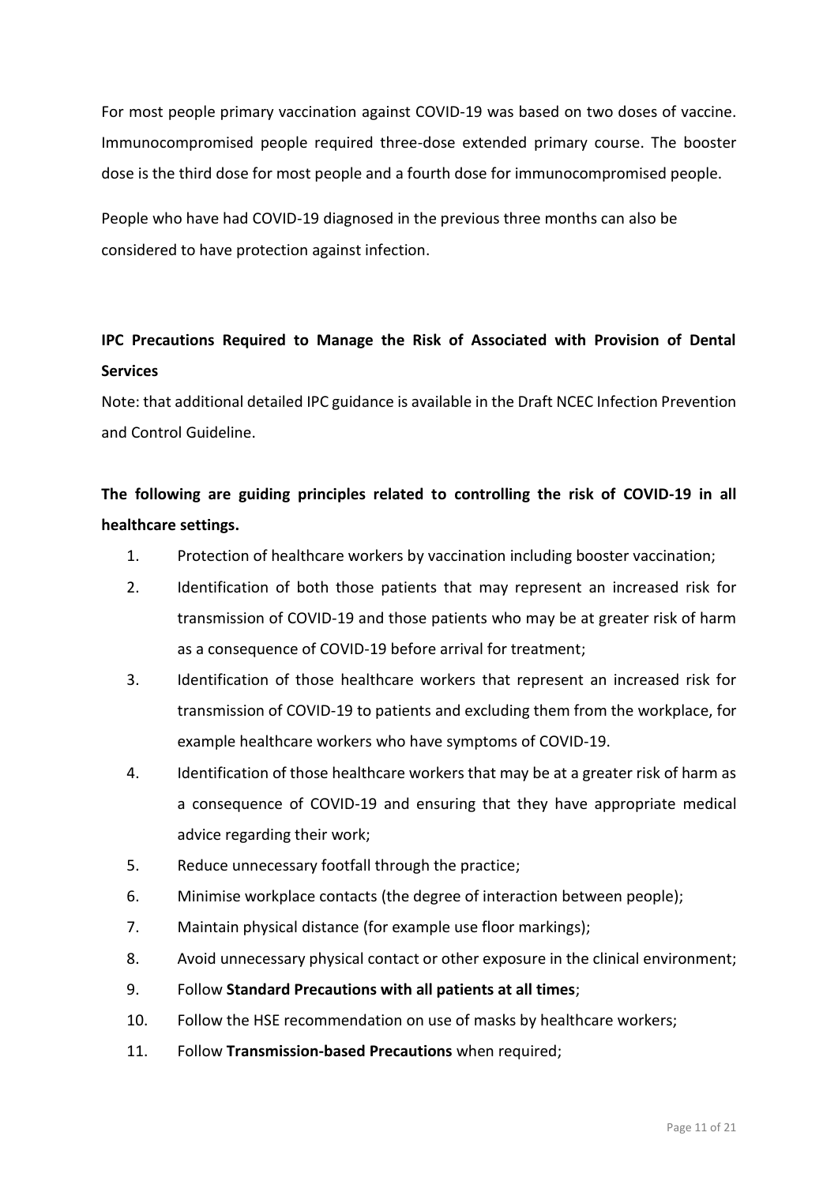For most people primary vaccination against COVID-19 was based on two doses of vaccine. Immunocompromised people required three-dose extended primary course. The booster dose is the third dose for most people and a fourth dose for immunocompromised people.

People who have had COVID-19 diagnosed in the previous three months can also be considered to have protection against infection.

**IPC Precautions Required to Manage the Risk of Associated with Provision of Dental Services**

Note: that additional detailed IPC guidance is available in the Draft NCEC Infection Prevention and Control Guideline.

**The following are guiding principles related to controlling the risk of COVID-19 in all healthcare settings.**

1. Protection of healthcare workers by vaccination including booster vaccination;
2. Identification of both those patients that may represent an increased risk for transmission of COVID-19 and those patients who may be at greater risk of harm as a consequence of COVID-19 before arrival for treatment;
3. Identification of those healthcare workers that represent an increased risk for transmission of COVID-19 to patients and excluding them from the workplace, for example healthcare workers who have symptoms of COVID-19.
4. Identification of those healthcare workers that may be at a greater risk of harm as a consequence of COVID-19 and ensuring that they have appropriate medical advice regarding their work;
5. Reduce unnecessary footfall through the practice;
6. Minimise workplace contacts (the degree of interaction between people);
7. Maintain physical distance (for example use floor markings);
8. Avoid unnecessary physical contact or other exposure in the clinical environment;
9. Follow **Standard Precautions with all patients at all times**;
10. Follow the HSE recommendation on use of masks by healthcare workers;
11. Follow **Transmission-based Precautions** when required;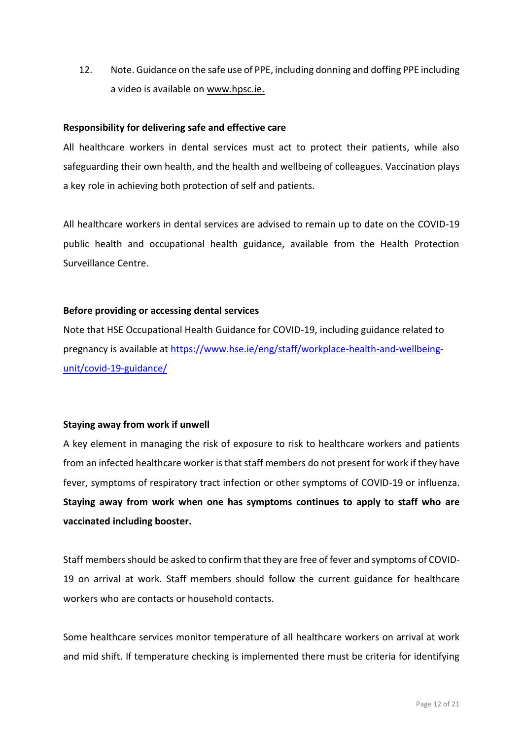12. Note. Guidance on the safe use of PPE, including donning and doffing PPE including a video is available on www.hpsc.ie.

**Responsibility for delivering safe and effective care**

All healthcare workers in dental services must act to protect their patients, while also safeguarding their own health, and the health and wellbeing of colleagues. Vaccination plays a key role in achieving both protection of self and patients.

All healthcare workers in dental services are advised to remain up to date on the COVID-19 public health and occupational health guidance, available from the Health Protection Surveillance Centre.

**Before providing or accessing dental services**

Note that HSE Occupational Health Guidance for COVID-19, including guidance related to pregnancy is available at [https://www.hse.ie/eng/staff/workplace-health-and-wellbeing-unit/covid-19-guidance/](https://www.hse.ie/eng/staff/workplace-health-and-wellbeing-unit/covid-19-guidance/)

**Staying away from work if unwell**

A key element in managing the risk of exposure to risk to healthcare workers and patients from an infected healthcare worker is that staff members do not present for work if they have fever, symptoms of respiratory tract infection or other symptoms of COVID-19 or influenza. **Staying away from work when one has symptoms continues to apply to staff who are vaccinated including booster.**

Staff members should be asked to confirm that they are free of fever and symptoms of COVID-19 on arrival at work. Staff members should follow the current guidance for healthcare workers who are contacts or household contacts.

Some healthcare services monitor temperature of all healthcare workers on arrival at work and mid shift. If temperature checking is implemented there must be criteria for identifying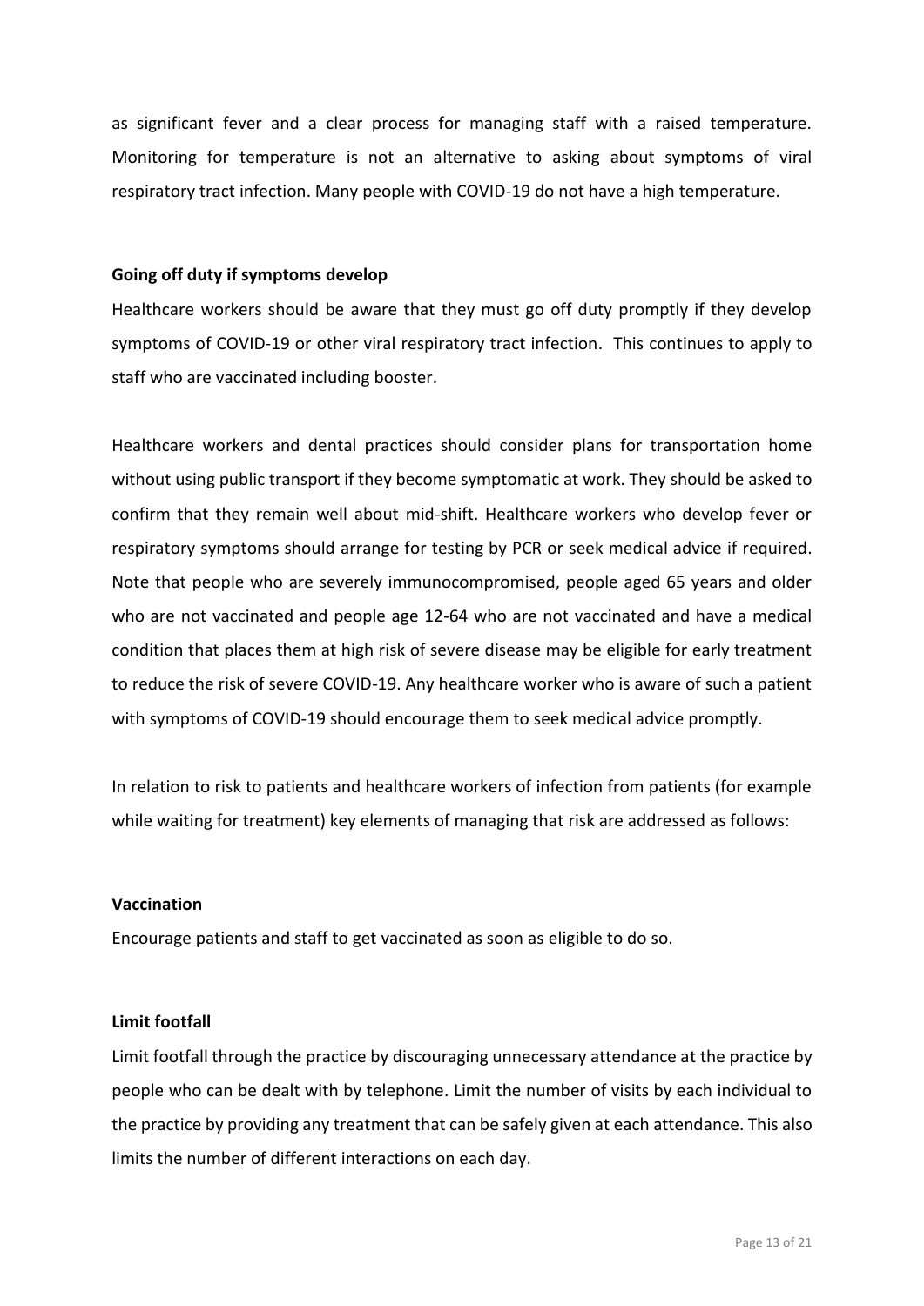as significant fever and a clear process for managing staff with a raised temperature. Monitoring for temperature is not an alternative to asking about symptoms of viral respiratory tract infection. Many people with COVID-19 do not have a high temperature.

**Going off duty if symptoms develop**

Healthcare workers should be aware that they must go off duty promptly if they develop symptoms of COVID-19 or other viral respiratory tract infection. This continues to apply to staff who are vaccinated including booster.

Healthcare workers and dental practices should consider plans for transportation home without using public transport if they become symptomatic at work. They should be asked to confirm that they remain well about mid-shift. Healthcare workers who develop fever or respiratory symptoms should arrange for testing by PCR or seek medical advice if required. Note that people who are severely immunocompromised, people aged 65 years and older who are not vaccinated and people age 12-64 who are not vaccinated and have a medical condition that places them at high risk of severe disease may be eligible for early treatment to reduce the risk of severe COVID-19. Any healthcare worker who is aware of such a patient with symptoms of COVID-19 should encourage them to seek medical advice promptly.

In relation to risk to patients and healthcare workers of infection from patients (for example while waiting for treatment) key elements of managing that risk are addressed as follows:

**Vaccination**

Encourage patients and staff to get vaccinated as soon as eligible to do so.

**Limit footfall**

Limit footfall through the practice by discouraging unnecessary attendance at the practice by people who can be dealt with by telephone. Limit the number of visits by each individual to the practice by providing any treatment that can be safely given at each attendance. This also limits the number of different interactions on each day.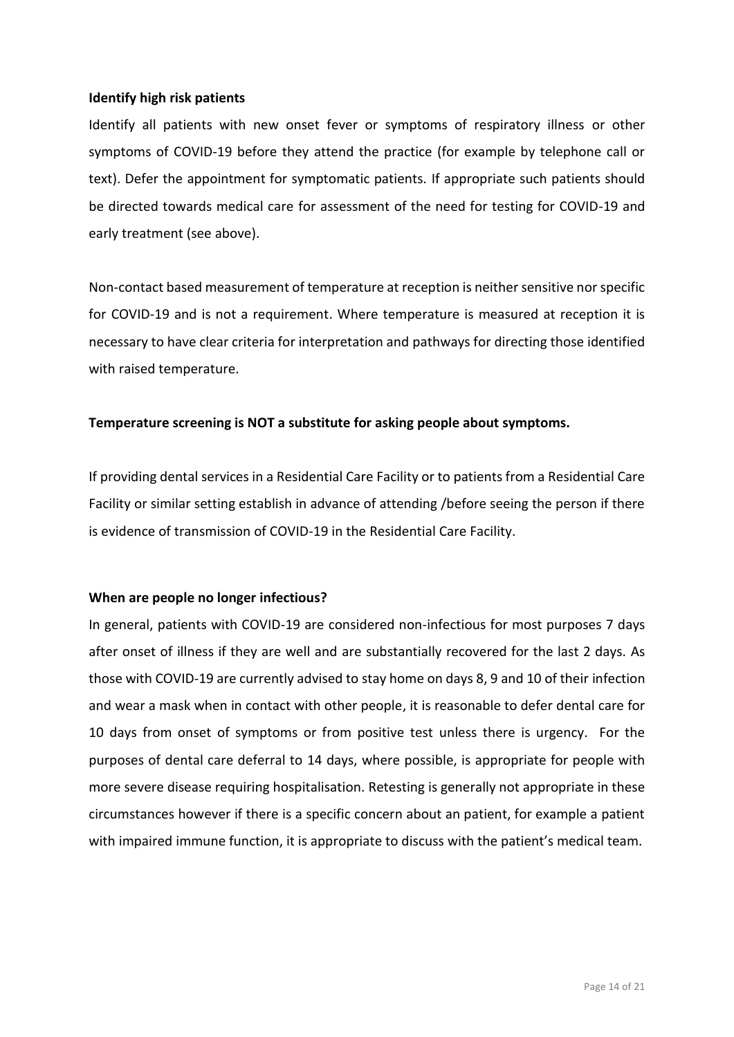**Identify high risk patients**

Identify all patients with new onset fever or symptoms of respiratory illness or other symptoms of COVID-19 before they attend the practice (for example by telephone call or text). Defer the appointment for symptomatic patients. If appropriate such patients should be directed towards medical care for assessment of the need for testing for COVID-19 and early treatment (see above).

Non-contact based measurement of temperature at reception is neither sensitive nor specific for COVID-19 and is not a requirement. Where temperature is measured at reception it is necessary to have clear criteria for interpretation and pathways for directing those identified with raised temperature.

**Temperature screening is NOT a substitute for asking people about symptoms.**

If providing dental services in a Residential Care Facility or to patients from a Residential Care Facility or similar setting establish in advance of attending /before seeing the person if there is evidence of transmission of COVID-19 in the Residential Care Facility.

**When are people no longer infectious?**

In general, patients with COVID-19 are considered non-infectious for most purposes 7 days after onset of illness if they are well and are substantially recovered for the last 2 days. As those with COVID-19 are currently advised to stay home on days 8, 9 and 10 of their infection and wear a mask when in contact with other people, it is reasonable to defer dental care for 10 days from onset of symptoms or from positive test unless there is urgency. For the purposes of dental care deferral to 14 days, where possible, is appropriate for people with more severe disease requiring hospitalisation. Retesting is generally not appropriate in these circumstances however if there is a specific concern about an patient, for example a patient with impaired immune function, it is appropriate to discuss with the patient's medical team.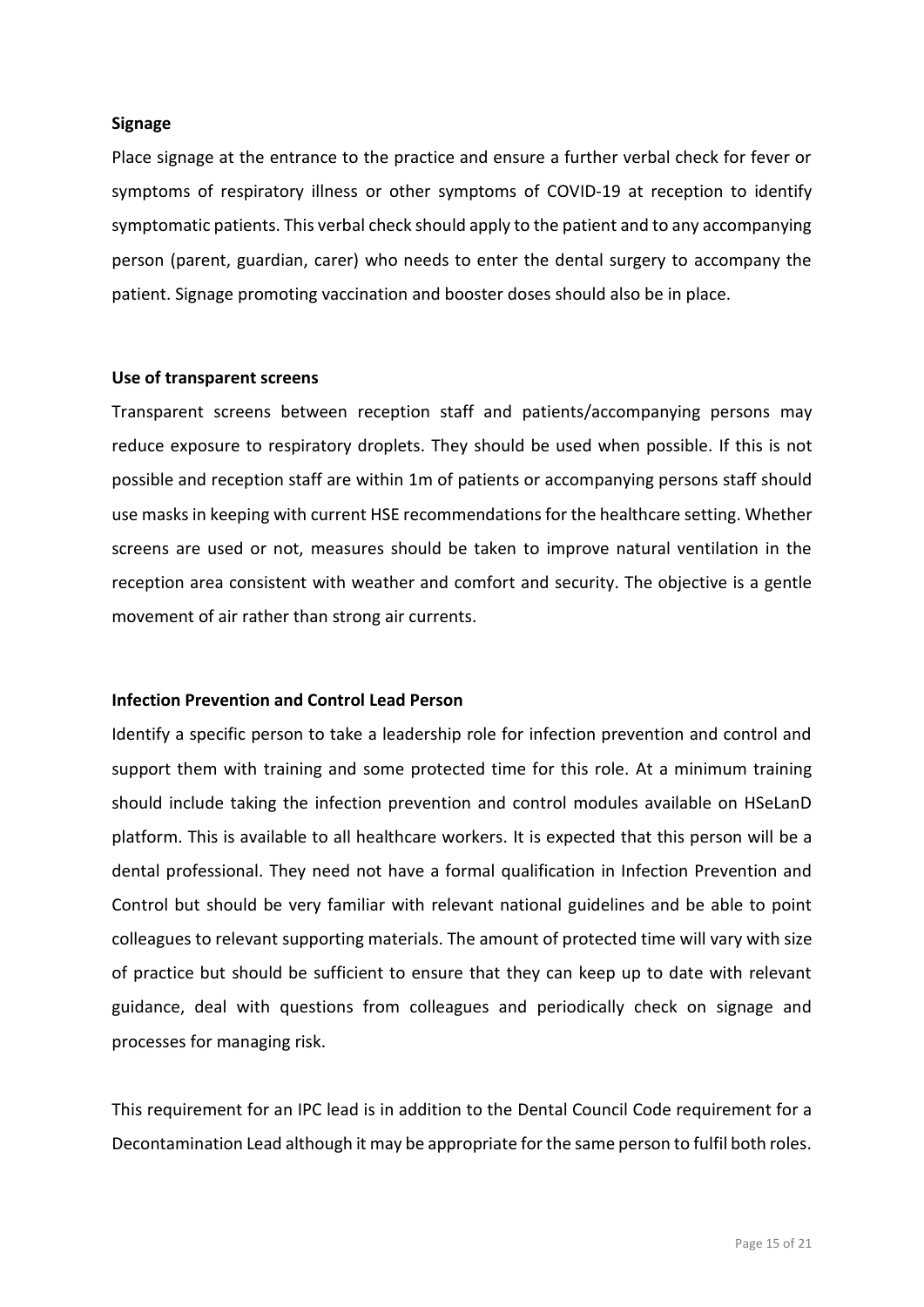**Signage**

Place signage at the entrance to the practice and ensure a further verbal check for fever or symptoms of respiratory illness or other symptoms of COVID-19 at reception to identify symptomatic patients. This verbal check should apply to the patient and to any accompanying person (parent, guardian, carer) who needs to enter the dental surgery to accompany the patient. Signage promoting vaccination and booster doses should also be in place.

**Use of transparent screens**

Transparent screens between reception staff and patients/accompanying persons may reduce exposure to respiratory droplets. They should be used when possible. If this is not possible and reception staff are within 1m of patients or accompanying persons staff should use masks in keeping with current HSE recommendations for the healthcare setting. Whether screens are used or not, measures should be taken to improve natural ventilation in the reception area consistent with weather and comfort and security. The objective is a gentle movement of air rather than strong air currents.

**Infection Prevention and Control Lead Person**

Identify a specific person to take a leadership role for infection prevention and control and support them with training and some protected time for this role. At a minimum training should include taking the infection prevention and control modules available on HSeLanD platform. This is available to all healthcare workers. It is expected that this person will be a dental professional. They need not have a formal qualification in Infection Prevention and Control but should be very familiar with relevant national guidelines and be able to point colleagues to relevant supporting materials. The amount of protected time will vary with size of practice but should be sufficient to ensure that they can keep up to date with relevant guidance, deal with questions from colleagues and periodically check on signage and processes for managing risk.

This requirement for an IPC lead is in addition to the Dental Council Code requirement for a Decontamination Lead although it may be appropriate for the same person to fulfil both roles.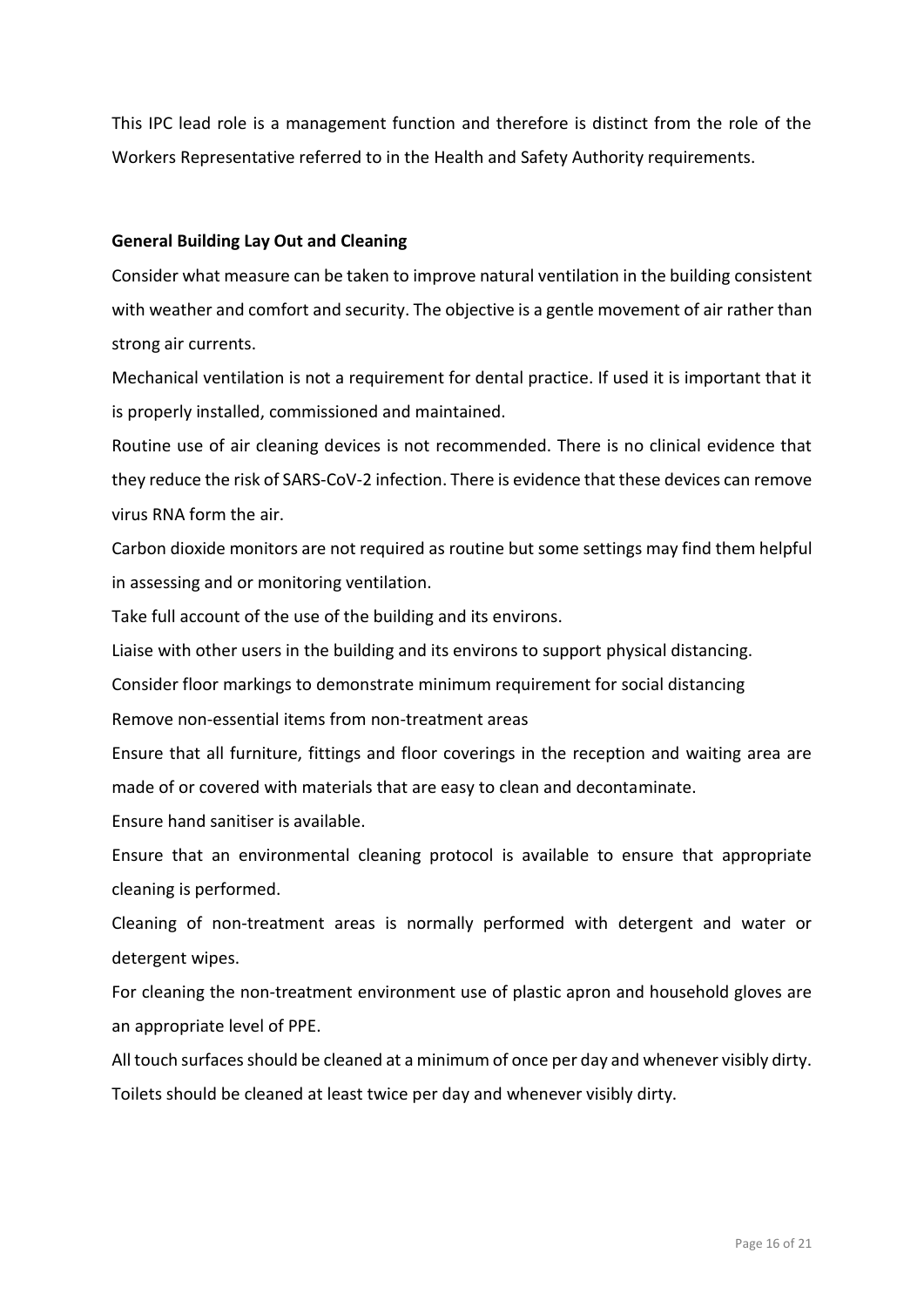This IPC lead role is a management function and therefore is distinct from the role of the Workers Representative referred to in the Health and Safety Authority requirements.

**General Building Lay Out and Cleaning**

Consider what measure can be taken to improve natural ventilation in the building consistent with weather and comfort and security. The objective is a gentle movement of air rather than strong air currents.

Mechanical ventilation is not a requirement for dental practice. If used it is important that it is properly installed, commissioned and maintained.

Routine use of air cleaning devices is not recommended. There is no clinical evidence that they reduce the risk of SARS-CoV-2 infection. There is evidence that these devices can remove virus RNA form the air.

Carbon dioxide monitors are not required as routine but some settings may find them helpful in assessing and or monitoring ventilation.

Take full account of the use of the building and its environs.

Liaise with other users in the building and its environs to support physical distancing.

Consider floor markings to demonstrate minimum requirement for social distancing

Remove non-essential items from non-treatment areas

Ensure that all furniture, fittings and floor coverings in the reception and waiting area are made of or covered with materials that are easy to clean and decontaminate.

Ensure hand sanitiser is available.

Ensure that an environmental cleaning protocol is available to ensure that appropriate cleaning is performed.

Cleaning of non-treatment areas is normally performed with detergent and water or detergent wipes.

For cleaning the non-treatment environment use of plastic apron and household gloves are an appropriate level of PPE.

All touch surfaces should be cleaned at a minimum of once per day and whenever visibly dirty.

Toilets should be cleaned at least twice per day and whenever visibly dirty.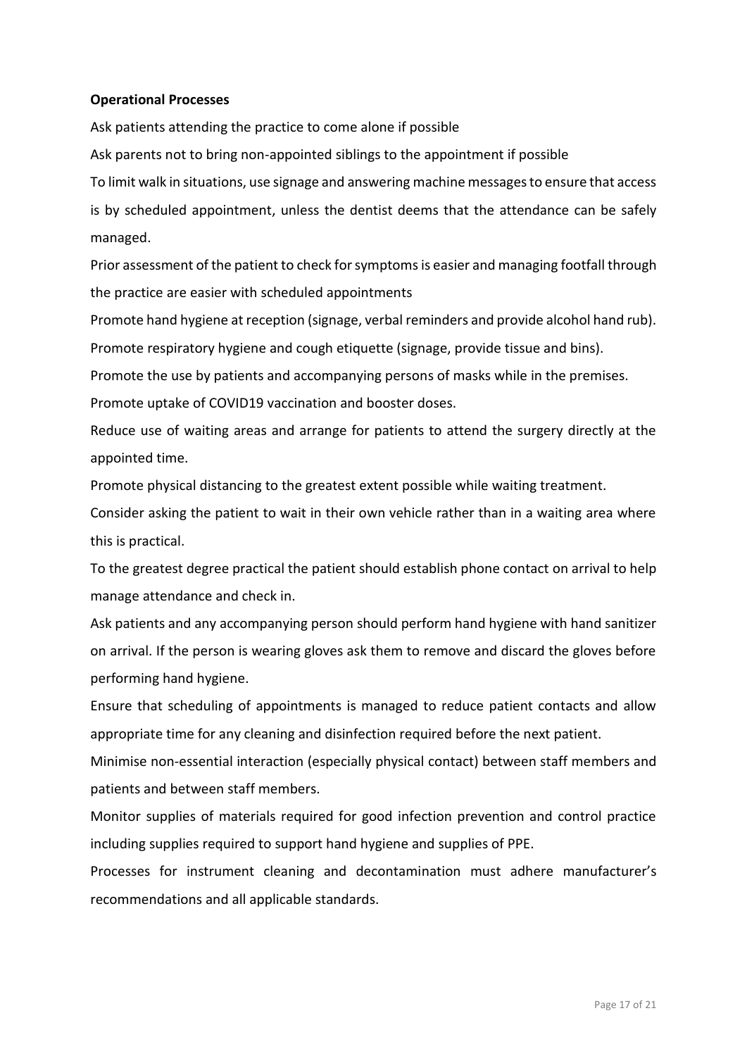**Operational Processes**

Ask patients attending the practice to come alone if possible

Ask parents not to bring non-appointed siblings to the appointment if possible

To limit walk in situations, use signage and answering machine messages to ensure that access is by scheduled appointment, unless the dentist deems that the attendance can be safely managed.

Prior assessment of the patient to check for symptoms is easier and managing footfall through the practice are easier with scheduled appointments

Promote hand hygiene at reception (signage, verbal reminders and provide alcohol hand rub).

Promote respiratory hygiene and cough etiquette (signage, provide tissue and bins).

Promote the use by patients and accompanying persons of masks while in the premises.

Promote uptake of COVID19 vaccination and booster doses.

Reduce use of waiting areas and arrange for patients to attend the surgery directly at the appointed time.

Promote physical distancing to the greatest extent possible while waiting treatment.

Consider asking the patient to wait in their own vehicle rather than in a waiting area where this is practical.

To the greatest degree practical the patient should establish phone contact on arrival to help manage attendance and check in.

Ask patients and any accompanying person should perform hand hygiene with hand sanitizer on arrival. If the person is wearing gloves ask them to remove and discard the gloves before performing hand hygiene.

Ensure that scheduling of appointments is managed to reduce patient contacts and allow appropriate time for any cleaning and disinfection required before the next patient.

Minimise non-essential interaction (especially physical contact) between staff members and patients and between staff members.

Monitor supplies of materials required for good infection prevention and control practice including supplies required to support hand hygiene and supplies of PPE.

Processes for instrument cleaning and decontamination must adhere manufacturer's recommendations and all applicable standards.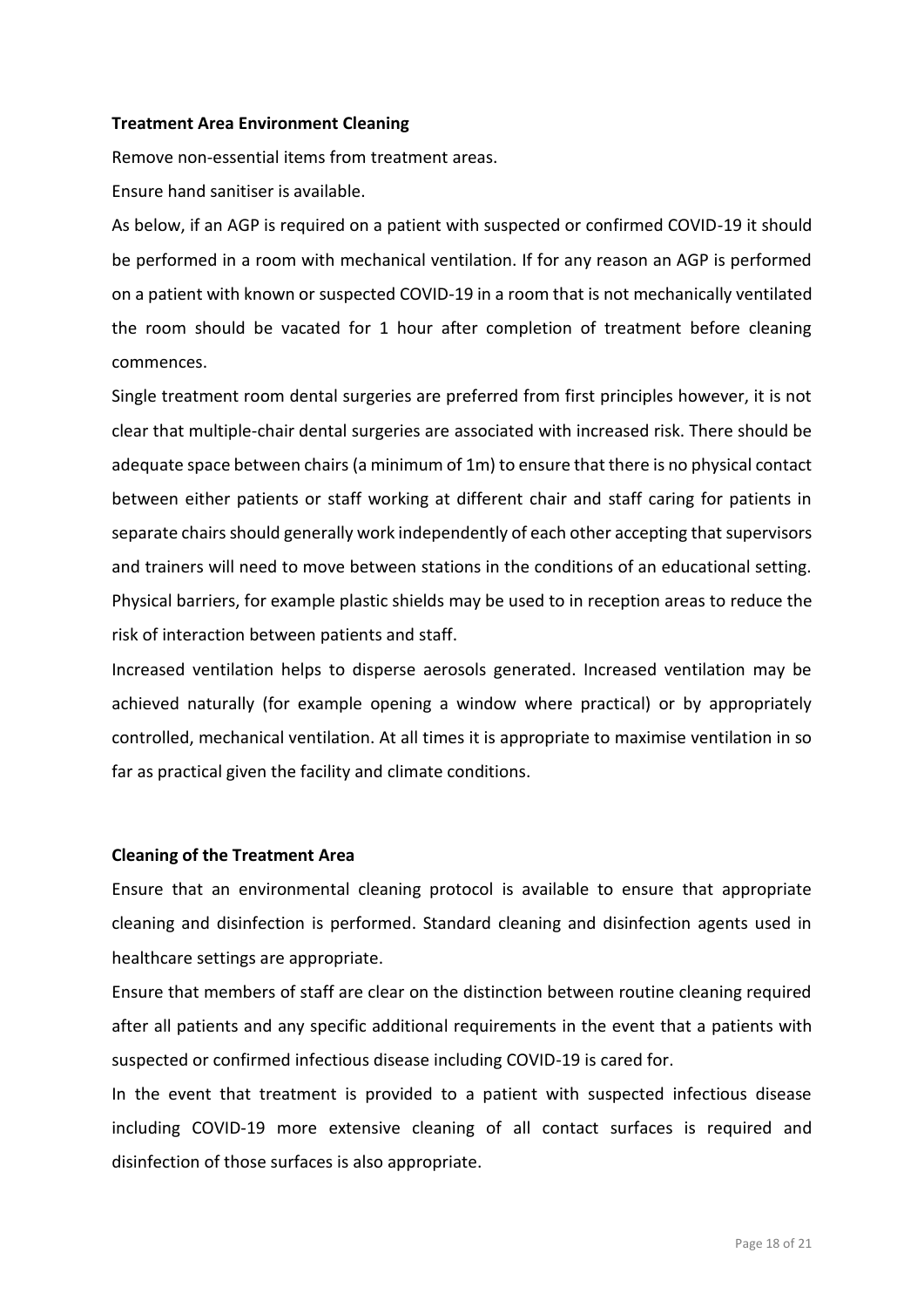**Treatment Area Environment Cleaning**

Remove non-essential items from treatment areas.

Ensure hand sanitiser is available.

As below, if an AGP is required on a patient with suspected or confirmed COVID-19 it should be performed in a room with mechanical ventilation. If for any reason an AGP is performed on a patient with known or suspected COVID-19 in a room that is not mechanically ventilated the room should be vacated for 1 hour after completion of treatment before cleaning commences.

Single treatment room dental surgeries are preferred from first principles however, it is not clear that multiple-chair dental surgeries are associated with increased risk. There should be adequate space between chairs (a minimum of 1m) to ensure that there is no physical contact between either patients or staff working at different chair and staff caring for patients in separate chairs should generally work independently of each other accepting that supervisors and trainers will need to move between stations in the conditions of an educational setting. Physical barriers, for example plastic shields may be used to in reception areas to reduce the risk of interaction between patients and staff.

Increased ventilation helps to disperse aerosols generated. Increased ventilation may be achieved naturally (for example opening a window where practical) or by appropriately controlled, mechanical ventilation. At all times it is appropriate to maximise ventilation in so far as practical given the facility and climate conditions.

**Cleaning of the Treatment Area**

Ensure that an environmental cleaning protocol is available to ensure that appropriate cleaning and disinfection is performed. Standard cleaning and disinfection agents used in healthcare settings are appropriate.

Ensure that members of staff are clear on the distinction between routine cleaning required after all patients and any specific additional requirements in the event that a patients with suspected or confirmed infectious disease including COVID-19 is cared for.

In the event that treatment is provided to a patient with suspected infectious disease including COVID-19 more extensive cleaning of all contact surfaces is required and disinfection of those surfaces is also appropriate.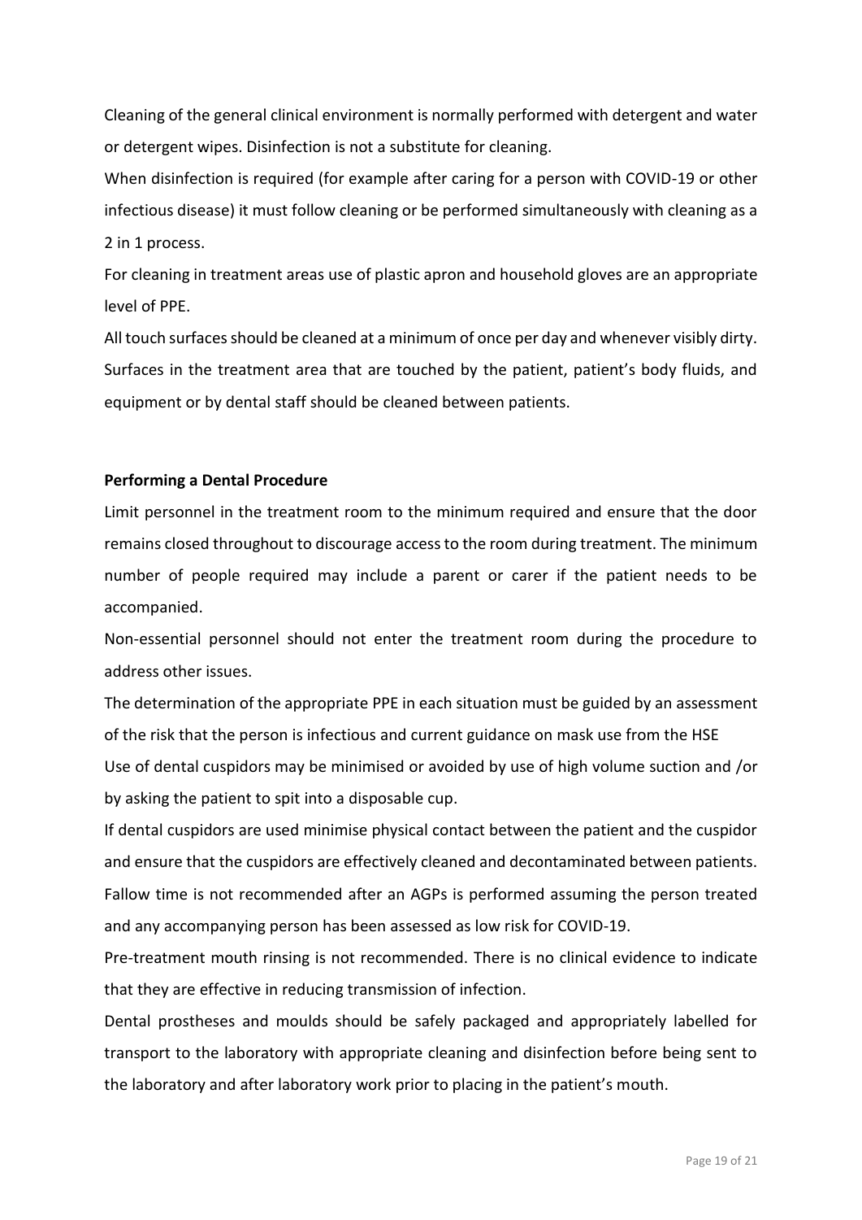Cleaning of the general clinical environment is normally performed with detergent and water or detergent wipes. Disinfection is not a substitute for cleaning.

When disinfection is required (for example after caring for a person with COVID-19 or other infectious disease) it must follow cleaning or be performed simultaneously with cleaning as a 2 in 1 process.

For cleaning in treatment areas use of plastic apron and household gloves are an appropriate level of PPE.

All touch surfaces should be cleaned at a minimum of once per day and whenever visibly dirty. Surfaces in the treatment area that are touched by the patient, patient's body fluids, and equipment or by dental staff should be cleaned between patients.

**Performing a Dental Procedure**

Limit personnel in the treatment room to the minimum required and ensure that the door remains closed throughout to discourage access to the room during treatment. The minimum number of people required may include a parent or carer if the patient needs to be accompanied.

Non-essential personnel should not enter the treatment room during the procedure to address other issues.

The determination of the appropriate PPE in each situation must be guided by an assessment of the risk that the person is infectious and current guidance on mask use from the HSE

Use of dental cuspidors may be minimised or avoided by use of high volume suction and /or by asking the patient to spit into a disposable cup.

If dental cuspidors are used minimise physical contact between the patient and the cuspidor and ensure that the cuspidors are effectively cleaned and decontaminated between patients.

Fallow time is not recommended after an AGPs is performed assuming the person treated and any accompanying person has been assessed as low risk for COVID-19.

Pre-treatment mouth rinsing is not recommended. There is no clinical evidence to indicate that they are effective in reducing transmission of infection.

Dental prostheses and moulds should be safely packaged and appropriately labelled for transport to the laboratory with appropriate cleaning and disinfection before being sent to the laboratory and after laboratory work prior to placing in the patient's mouth.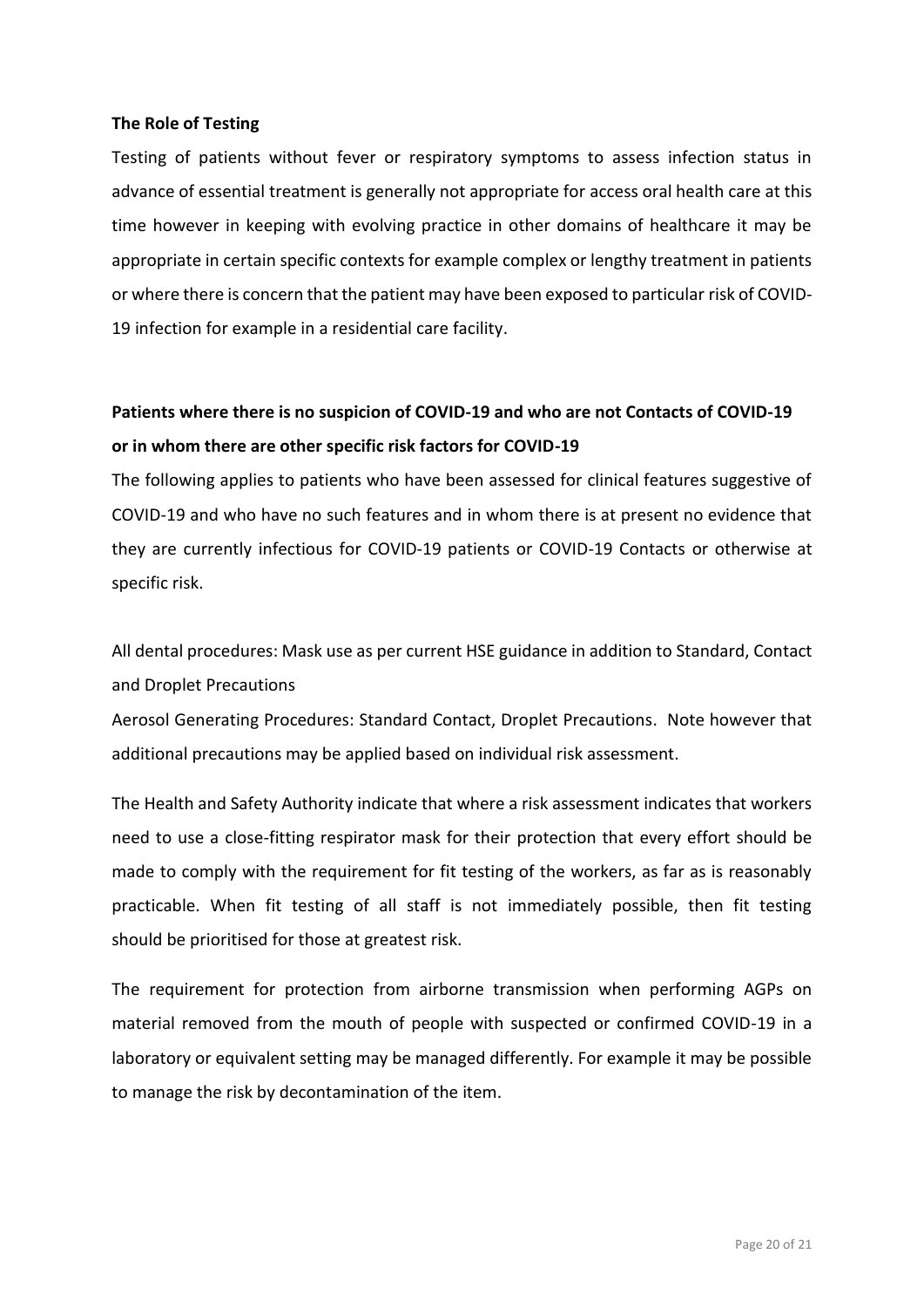**The Role of Testing**

Testing of patients without fever or respiratory symptoms to assess infection status in advance of essential treatment is generally not appropriate for access oral health care at this time however in keeping with evolving practice in other domains of healthcare it may be appropriate in certain specific contexts for example complex or lengthy treatment in patients or where there is concern that the patient may have been exposed to particular risk of COVID-19 infection for example in a residential care facility.

**Patients where there is no suspicion of COVID-19 and who are not Contacts of COVID-19 or in whom there are other specific risk factors for COVID-19**

The following applies to patients who have been assessed for clinical features suggestive of COVID-19 and who have no such features and in whom there is at present no evidence that they are currently infectious for COVID-19 patients or COVID-19 Contacts or otherwise at specific risk.

All dental procedures: Mask use as per current HSE guidance in addition to Standard, Contact and Droplet Precautions

Aerosol Generating Procedures: Standard Contact, Droplet Precautions. Note however that additional precautions may be applied based on individual risk assessment.

The Health and Safety Authority indicate that where a risk assessment indicates that workers need to use a close-fitting respirator mask for their protection that every effort should be made to comply with the requirement for fit testing of the workers, as far as is reasonably practicable. When fit testing of all staff is not immediately possible, then fit testing should be prioritised for those at greatest risk.

The requirement for protection from airborne transmission when performing AGPs on material removed from the mouth of people with suspected or confirmed COVID-19 in a laboratory or equivalent setting may be managed differently. For example it may be possible to manage the risk by decontamination of the item.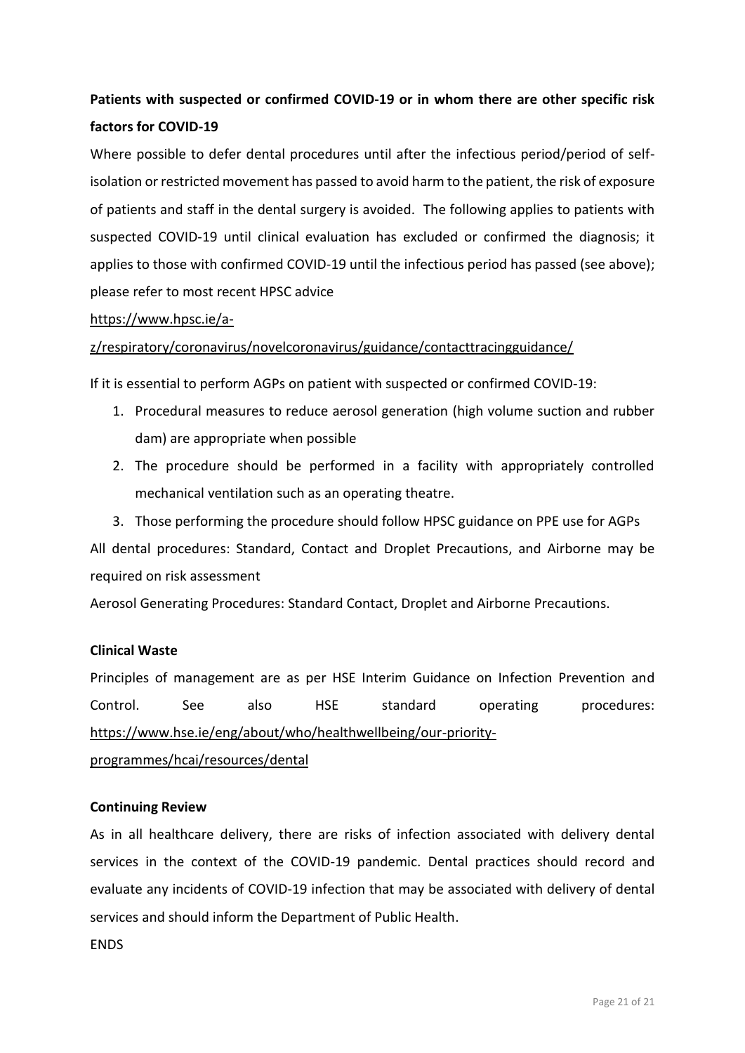**Patients with suspected or confirmed COVID-19 or in whom there are other specific risk factors for COVID-19**

Where possible to defer dental procedures until after the infectious period/period of self-isolation or restricted movement has passed to avoid harm to the patient, the risk of exposure of patients and staff in the dental surgery is avoided. The following applies to patients with suspected COVID-19 until clinical evaluation has excluded or confirmed the diagnosis; it applies to those with confirmed COVID-19 until the infectious period has passed (see above); please refer to most recent HPSC advice

https://www.hpsc.ie/a-z/respiratory/coronavirus/novelcoronavirus/guidance/contacttracingguidance/

If it is essential to perform AGPs on patient with suspected or confirmed COVID-19:

1. Procedural measures to reduce aerosol generation (high volume suction and rubber dam) are appropriate when possible
2. The procedure should be performed in a facility with appropriately controlled mechanical ventilation such as an operating theatre.
3. Those performing the procedure should follow HPSC guidance on PPE use for AGPs

All dental procedures: Standard, Contact and Droplet Precautions, and Airborne may be required on risk assessment

Aerosol Generating Procedures: Standard Contact, Droplet and Airborne Precautions.

**Clinical Waste**

Principles of management are as per HSE Interim Guidance on Infection Prevention and Control. See also HSE standard operating procedures: https://www.hse.ie/eng/about/who/healthwellbeing/our-priority-programmes/hcai/resources/dental

**Continuing Review**

As in all healthcare delivery, there are risks of infection associated with delivery dental services in the context of the COVID-19 pandemic. Dental practices should record and evaluate any incidents of COVID-19 infection that may be associated with delivery of dental services and should inform the Department of Public Health.

ENDS